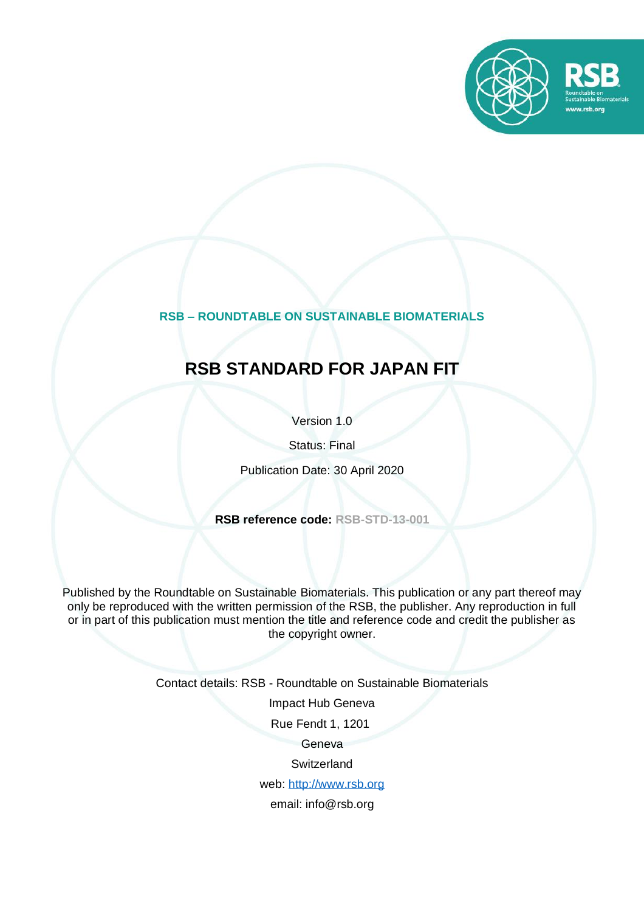**RSB – ROUNDTABLE ON SUSTAINABLE BIOMATERIALS**

# RSB STANDARD FOR JAPAN FIT

Version 1.0

Status: Final

Publication Date: 30 April 2020

**RSB reference code:** **RSB-STD-13-001**

Published by the Roundtable on Sustainable Biomaterials. This publication or any part thereof may only be reproduced with the written permission of the RSB, the publisher. Any reproduction in full or in part of this publication must mention the title and reference code and credit the publisher as the copyright owner.

Contact details: RSB - Roundtable on Sustainable Biomaterials

Impact Hub Geneva

Rue Fendt 1, 1201

Geneva

Switzerland

web: [http://www.rsb.org](http://www.rsb.org)

email: info@rsb.org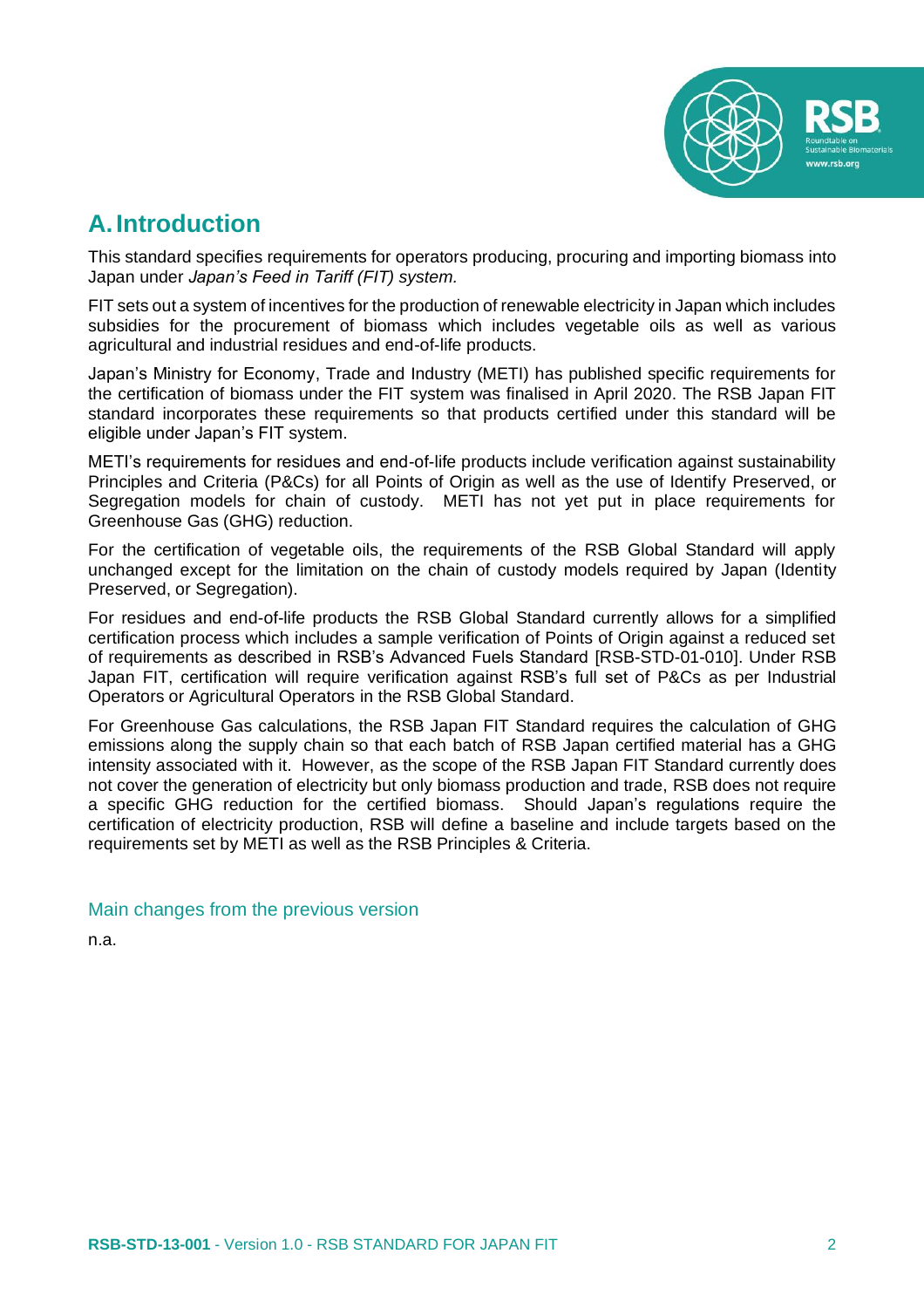# A. Introduction

This standard specifies requirements for operators producing, procuring and importing biomass into Japan under *Japan's Feed in Tariff (FIT) system.*

FIT sets out a system of incentives for the production of renewable electricity in Japan which includes subsidies for the procurement of biomass which includes vegetable oils as well as various agricultural and industrial residues and end-of-life products.

Japan's Ministry for Economy, Trade and Industry (METI) has published specific requirements for the certification of biomass under the FIT system was finalised in April 2020. The RSB Japan FIT standard incorporates these requirements so that products certified under this standard will be eligible under Japan's FIT system.

METI's requirements for residues and end-of-life products include verification against sustainability Principles and Criteria (P&Cs) for all Points of Origin as well as the use of Identify Preserved, or Segregation models for chain of custody. METI has not yet put in place requirements for Greenhouse Gas (GHG) reduction.

For the certification of vegetable oils, the requirements of the RSB Global Standard will apply unchanged except for the limitation on the chain of custody models required by Japan (Identity Preserved, or Segregation).

For residues and end-of-life products the RSB Global Standard currently allows for a simplified certification process which includes a sample verification of Points of Origin against a reduced set of requirements as described in RSB's Advanced Fuels Standard [RSB-STD-01-010]. Under RSB Japan FIT, certification will require verification against RSB's full set of P&Cs as per Industrial Operators or Agricultural Operators in the RSB Global Standard.

For Greenhouse Gas calculations, the RSB Japan FIT Standard requires the calculation of GHG emissions along the supply chain so that each batch of RSB Japan certified material has a GHG intensity associated with it. However, as the scope of the RSB Japan FIT Standard currently does not cover the generation of electricity but only biomass production and trade, RSB does not require a specific GHG reduction for the certified biomass. Should Japan's regulations require the certification of electricity production, RSB will define a baseline and include targets based on the requirements set by METI as well as the RSB Principles & Criteria.

### Main changes from the previous version

n.a.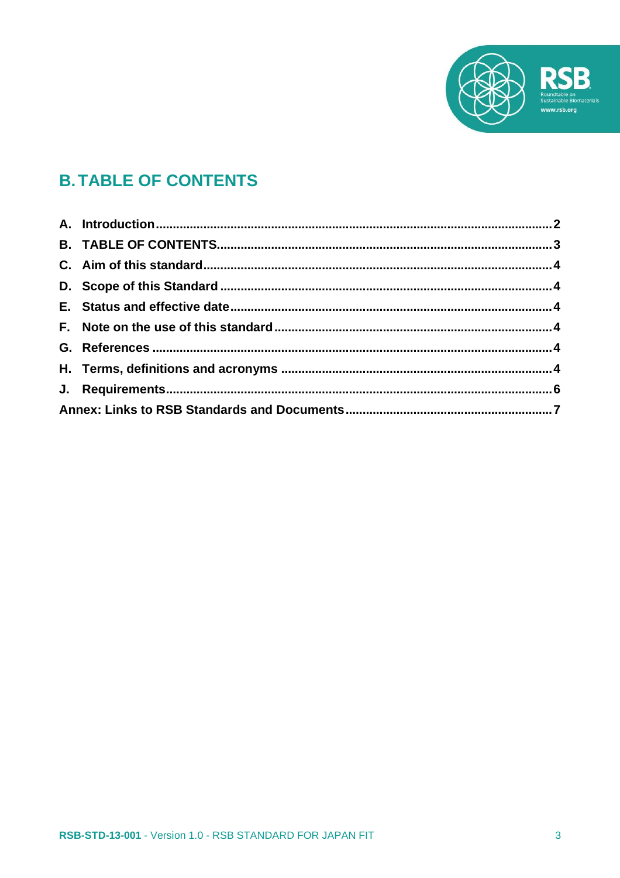# B. TABLE OF CONTENTS

A. Introduction .......... 2
B. TABLE OF CONTENTS .......... 3
C. Aim of this standard .......... 4
D. Scope of this Standard .......... 4
E. Status and effective date .......... 4
F. Note on the use of this standard .......... 4
G. References .......... 4
H. Terms, definitions and acronyms .......... 4
J. Requirements .......... 6
Annex: Links to RSB Standards and Documents .......... 7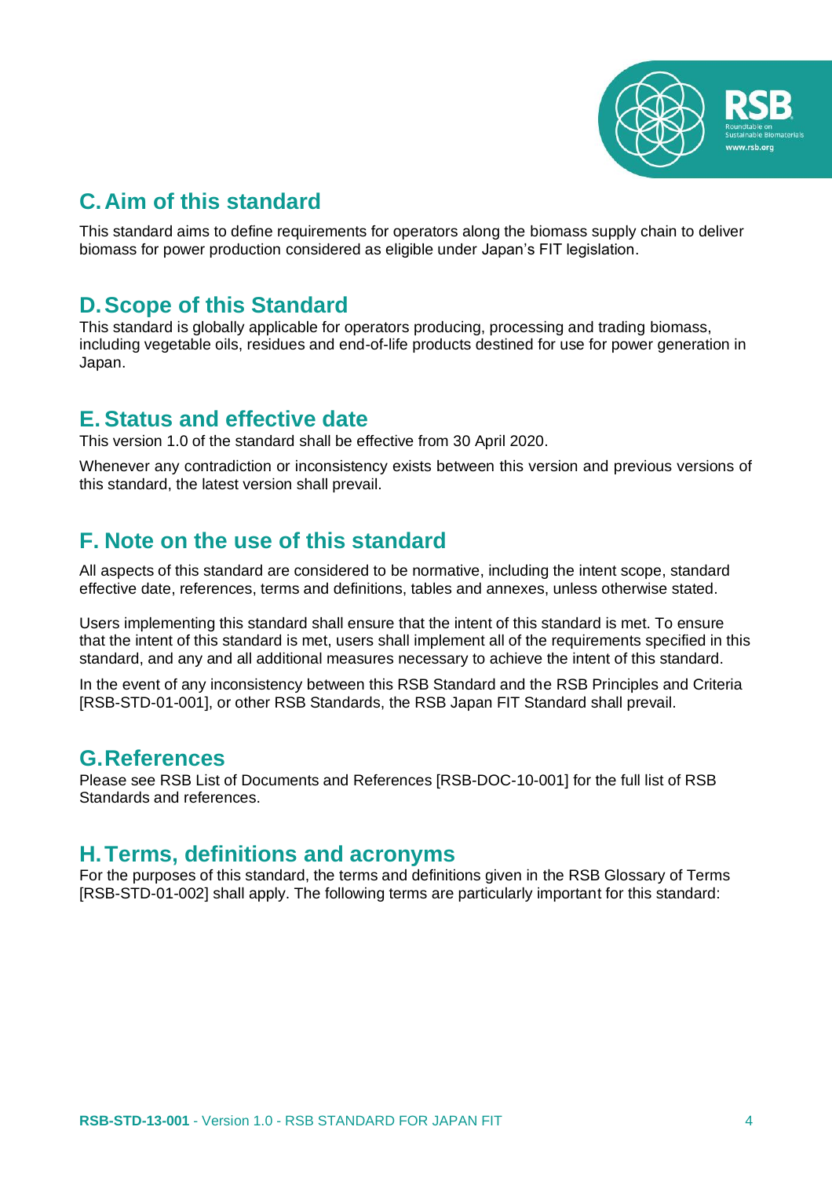## C. Aim of this standard

This standard aims to define requirements for operators along the biomass supply chain to deliver biomass for power production considered as eligible under Japan's FIT legislation.

## D. Scope of this Standard

This standard is globally applicable for operators producing, processing and trading biomass, including vegetable oils, residues and end-of-life products destined for use for power generation in Japan.

## E. Status and effective date

This version 1.0 of the standard shall be effective from 30 April 2020.

Whenever any contradiction or inconsistency exists between this version and previous versions of this standard, the latest version shall prevail.

## F. Note on the use of this standard

All aspects of this standard are considered to be normative, including the intent scope, standard effective date, references, terms and definitions, tables and annexes, unless otherwise stated.

Users implementing this standard shall ensure that the intent of this standard is met. To ensure that the intent of this standard is met, users shall implement all of the requirements specified in this standard, and any and all additional measures necessary to achieve the intent of this standard.

In the event of any inconsistency between this RSB Standard and the RSB Principles and Criteria [RSB-STD-01-001], or other RSB Standards, the RSB Japan FIT Standard shall prevail.

## G. References

Please see RSB List of Documents and References [RSB-DOC-10-001] for the full list of RSB Standards and references.

## H. Terms, definitions and acronyms

For the purposes of this standard, the terms and definitions given in the RSB Glossary of Terms [RSB-STD-01-002] shall apply. The following terms are particularly important for this standard: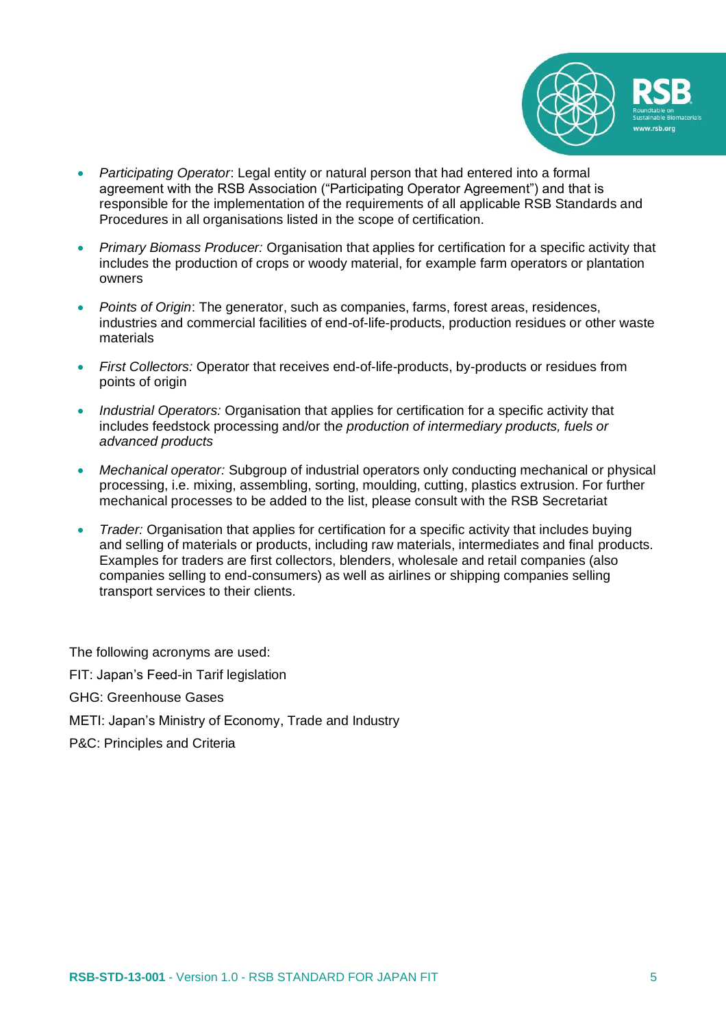- *Participating Operator*: Legal entity or natural person that had entered into a formal agreement with the RSB Association ("Participating Operator Agreement") and that is responsible for the implementation of the requirements of all applicable RSB Standards and Procedures in all organisations listed in the scope of certification.

- *Primary Biomass Producer:* Organisation that applies for certification for a specific activity that includes the production of crops or woody material, for example farm operators or plantation owners

- *Points of Origin*: The generator, such as companies, farms, forest areas, residences, industries and commercial facilities of end-of-life-products, production residues or other waste materials

- *First Collectors:* Operator that receives end-of-life-products, by-products or residues from points of origin

- *Industrial Operators:* Organisation that applies for certification for a specific activity that includes feedstock processing and/or the *production of intermediary products, fuels or advanced products*

- *Mechanical operator:* Subgroup of industrial operators only conducting mechanical or physical processing, i.e. mixing, assembling, sorting, moulding, cutting, plastics extrusion. For further mechanical processes to be added to the list, please consult with the RSB Secretariat

- *Trader:* Organisation that applies for certification for a specific activity that includes buying and selling of materials or products, including raw materials, intermediates and final products. Examples for traders are first collectors, blenders, wholesale and retail companies (also companies selling to end-consumers) as well as airlines or shipping companies selling transport services to their clients.

The following acronyms are used:

FIT: Japan's Feed-in Tarif legislation

GHG: Greenhouse Gases

METI: Japan's Ministry of Economy, Trade and Industry

P&C: Principles and Criteria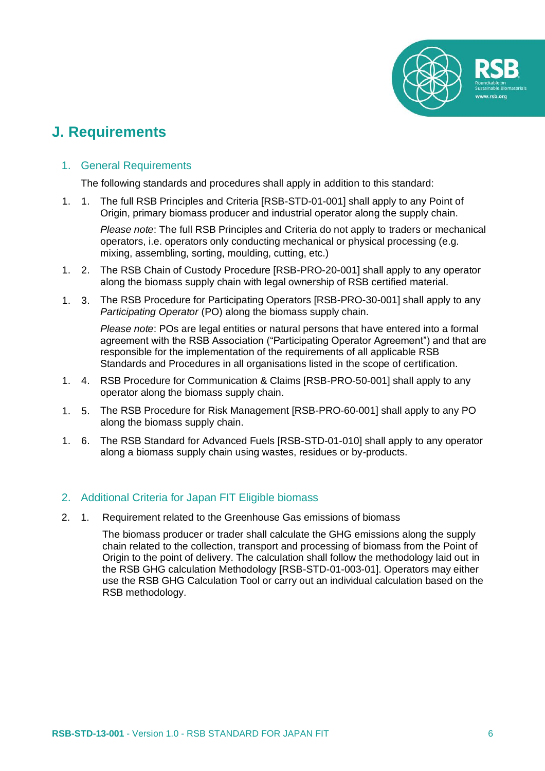# J. Requirements

## 1. General Requirements

The following standards and procedures shall apply in addition to this standard:

1. 1. The full RSB Principles and Criteria [RSB-STD-01-001] shall apply to any Point of Origin, primary biomass producer and industrial operator along the supply chain.

   *Please note*: The full RSB Principles and Criteria do not apply to traders or mechanical operators, i.e. operators only conducting mechanical or physical processing (e.g. mixing, assembling, sorting, moulding, cutting, etc.)

1. 2. The RSB Chain of Custody Procedure [RSB-PRO-20-001] shall apply to any operator along the biomass supply chain with legal ownership of RSB certified material.

1. 3. The RSB Procedure for Participating Operators [RSB-PRO-30-001] shall apply to any *Participating Operator* (PO) along the biomass supply chain.

   *Please note*: POs are legal entities or natural persons that have entered into a formal agreement with the RSB Association ("Participating Operator Agreement") and that are responsible for the implementation of the requirements of all applicable RSB Standards and Procedures in all organisations listed in the scope of certification.

1. 4. RSB Procedure for Communication & Claims [RSB-PRO-50-001] shall apply to any operator along the biomass supply chain.

1. 5. The RSB Procedure for Risk Management [RSB-PRO-60-001] shall apply to any PO along the biomass supply chain.

1. 6. The RSB Standard for Advanced Fuels [RSB-STD-01-010] shall apply to any operator along a biomass supply chain using wastes, residues or by-products.

## 2. Additional Criteria for Japan FIT Eligible biomass

2. 1. Requirement related to the Greenhouse Gas emissions of biomass

   The biomass producer or trader shall calculate the GHG emissions along the supply chain related to the collection, transport and processing of biomass from the Point of Origin to the point of delivery. The calculation shall follow the methodology laid out in the RSB GHG calculation Methodology [RSB-STD-01-003-01]. Operators may either use the RSB GHG Calculation Tool or carry out an individual calculation based on the RSB methodology.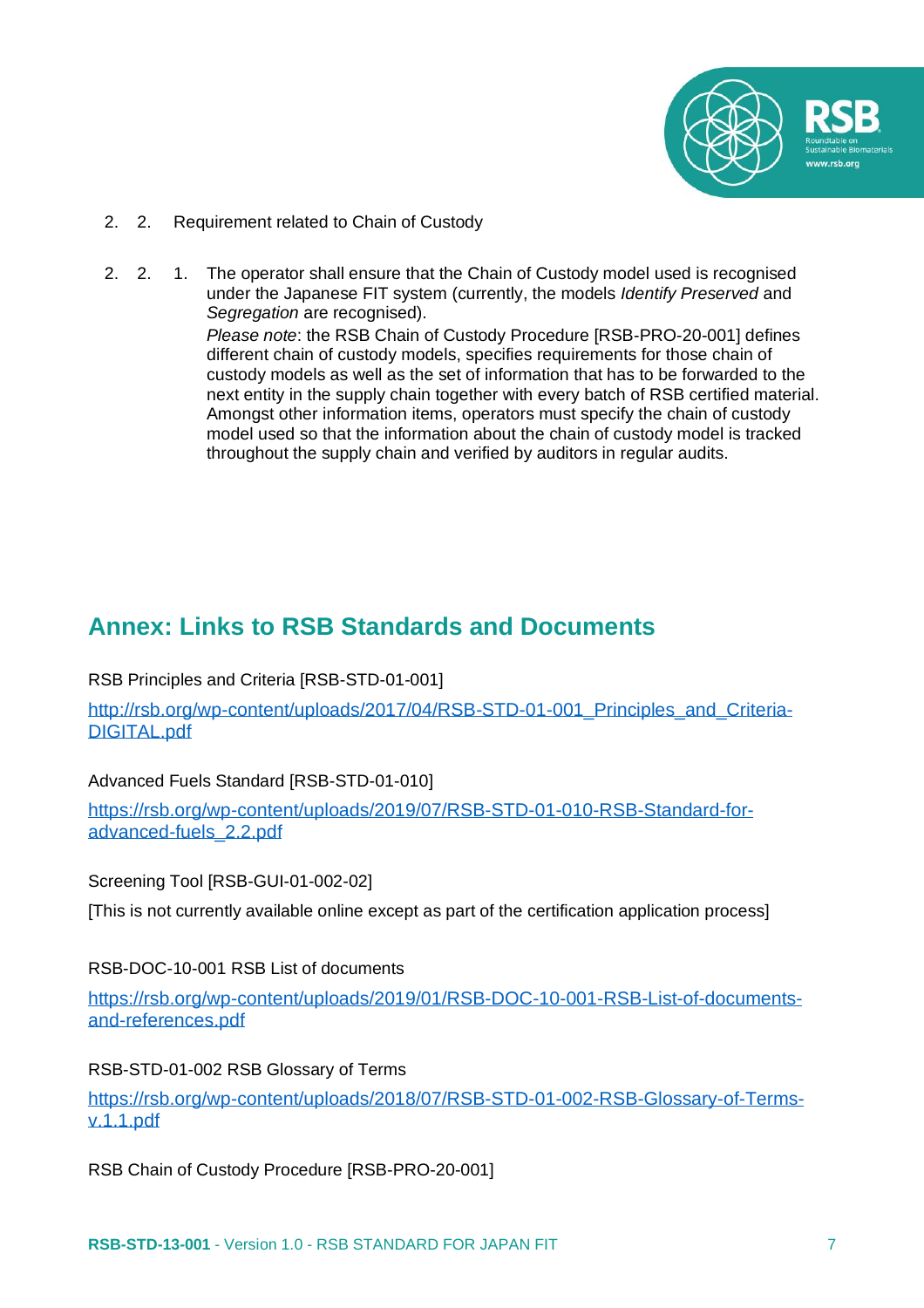2. 2. Requirement related to Chain of Custody

2. 2. 1. The operator shall ensure that the Chain of Custody model used is recognised under the Japanese FIT system (currently, the models *Identify Preserved* and *Segregation* are recognised).

*Please note*: the RSB Chain of Custody Procedure [RSB-PRO-20-001] defines different chain of custody models, specifies requirements for those chain of custody models as well as the set of information that has to be forwarded to the next entity in the supply chain together with every batch of RSB certified material. Amongst other information items, operators must specify the chain of custody model used so that the information about the chain of custody model is tracked throughout the supply chain and verified by auditors in regular audits.

## Annex: Links to RSB Standards and Documents

RSB Principles and Criteria [RSB-STD-01-001]

http://rsb.org/wp-content/uploads/2017/04/RSB-STD-01-001_Principles_and_Criteria-DIGITAL.pdf

Advanced Fuels Standard [RSB-STD-01-010]

https://rsb.org/wp-content/uploads/2019/07/RSB-STD-01-010-RSB-Standard-for-advanced-fuels_2.2.pdf

Screening Tool [RSB-GUI-01-002-02]

[This is not currently available online except as part of the certification application process]

RSB-DOC-10-001 RSB List of documents

https://rsb.org/wp-content/uploads/2019/01/RSB-DOC-10-001-RSB-List-of-documents-and-references.pdf

RSB-STD-01-002 RSB Glossary of Terms

https://rsb.org/wp-content/uploads/2018/07/RSB-STD-01-002-RSB-Glossary-of-Terms-v.1.1.pdf

RSB Chain of Custody Procedure [RSB-PRO-20-001]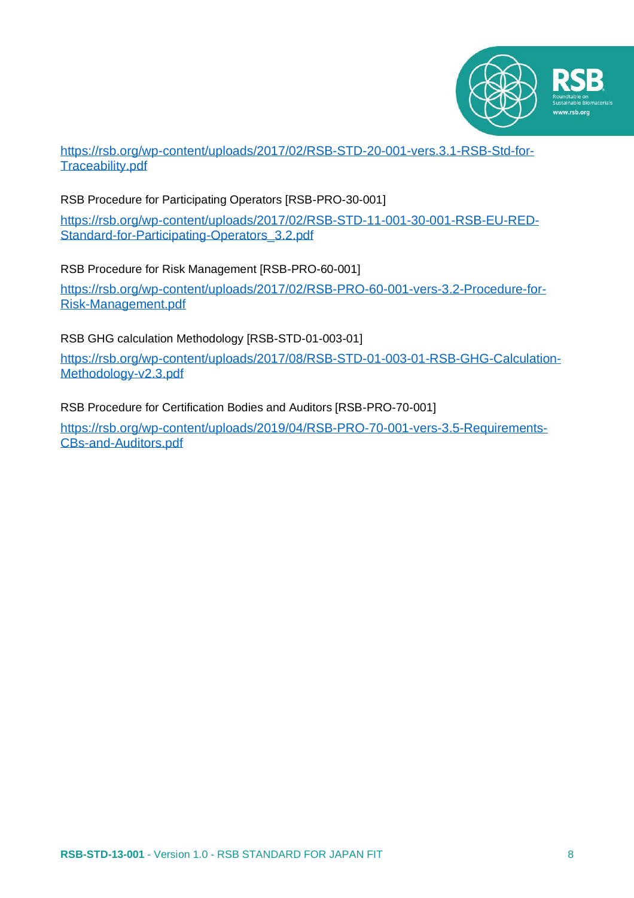https://rsb.org/wp-content/uploads/2017/02/RSB-STD-20-001-vers.3.1-RSB-Std-for-Traceability.pdf

RSB Procedure for Participating Operators [RSB-PRO-30-001]

https://rsb.org/wp-content/uploads/2017/02/RSB-STD-11-001-30-001-RSB-EU-RED-Standard-for-Participating-Operators_3.2.pdf

RSB Procedure for Risk Management [RSB-PRO-60-001]

https://rsb.org/wp-content/uploads/2017/02/RSB-PRO-60-001-vers-3.2-Procedure-for-Risk-Management.pdf

RSB GHG calculation Methodology [RSB-STD-01-003-01]

https://rsb.org/wp-content/uploads/2017/08/RSB-STD-01-003-01-RSB-GHG-Calculation-Methodology-v2.3.pdf

RSB Procedure for Certification Bodies and Auditors [RSB-PRO-70-001]

https://rsb.org/wp-content/uploads/2019/04/RSB-PRO-70-001-vers-3.5-Requirements-CBs-and-Auditors.pdf